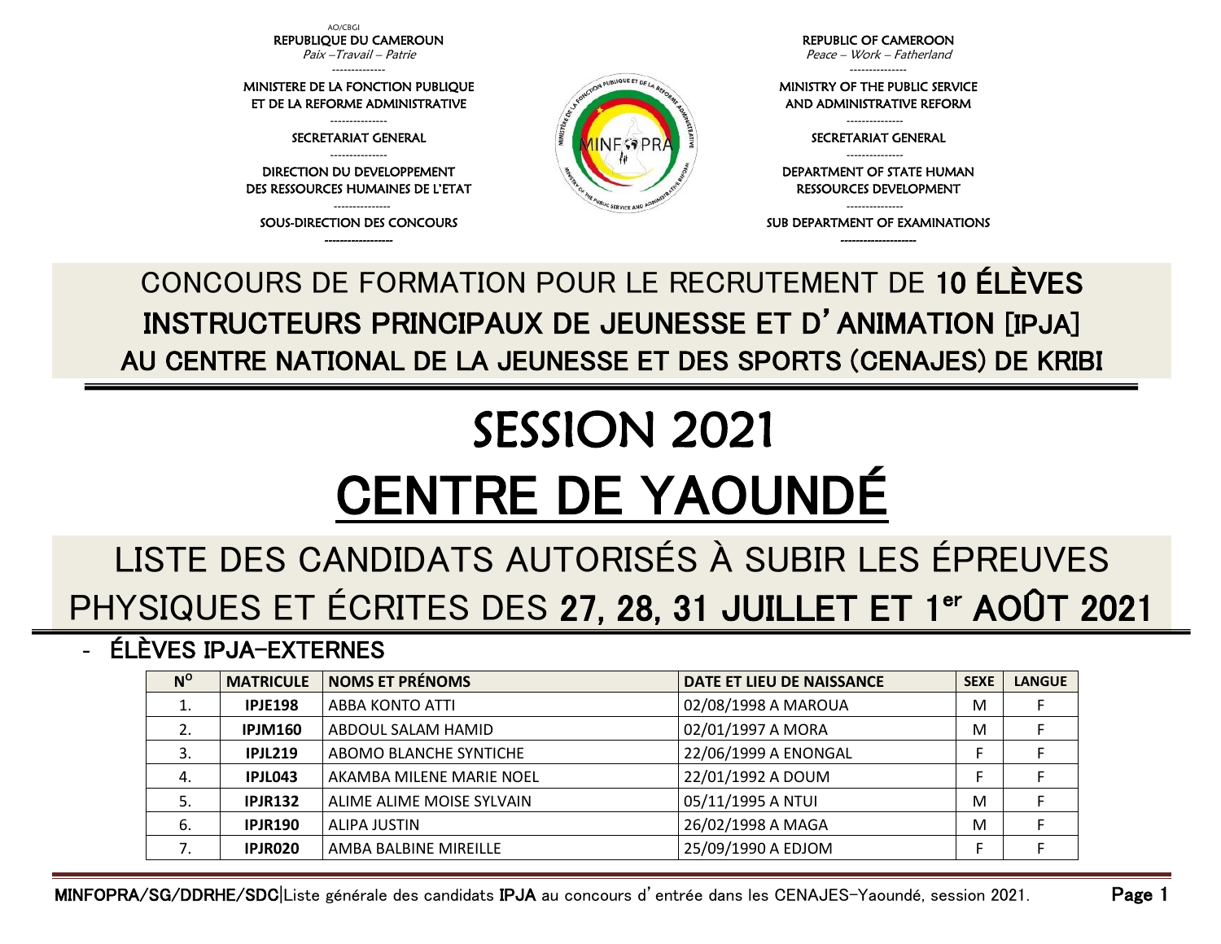AO/CBGI

REPUBLIQUE DU CAMEROUN
*Paix –Travail – Patrie*

MINISTERE DE LA FONCTION PUBLIQUE ET DE LA REFORME ADMINISTRATIVE

SECRETARIAT GENERAL

DIRECTION DU DEVELOPPEMENT DES RESSOURCES HUMAINES DE L'ETAT

SOUS-DIRECTION DES CONCOURS

REPUBLIC OF CAMEROON
*Peace – Work – Fatherland*

MINISTRY OF THE PUBLIC SERVICE AND ADMINISTRATIVE REFORM

SECRETARIAT GENERAL

DEPARTMENT OF STATE HUMAN RESSOURCES DEVELOPMENT

SUB DEPARTMENT OF EXAMINATIONS

## CONCOURS DE FORMATION POUR LE RECRUTEMENT DE **10 ÉLÈVES INSTRUCTEURS PRINCIPAUX DE JEUNESSE ET D'ANIMATION [IPJA] AU CENTRE NATIONAL DE LA JEUNESSE ET DES SPORTS (CENAJES) DE KRIBI**

# SESSION 2021

# CENTRE DE YAOUNDÉ

## LISTE DES CANDIDATS AUTORISÉS À SUBIR LES ÉPREUVES PHYSIQUES ET ÉCRITES DES **27, 28, 31 JUILLET ET 1er AOÛT 2021**

- **ÉLÈVES IPJA-EXTERNES**

| N° | MATRICULE | NOMS ET PRÉNOMS | DATE ET LIEU DE NAISSANCE | SEXE | LANGUE |
|---|---|---|---|---|---|
| 1. | **IPJE198** | ABBA KONTO ATTI | 02/08/1998 A MAROUA | M | F |
| 2. | **IPJM160** | ABDOUL SALAM HAMID | 02/01/1997 A MORA | M | F |
| 3. | **IPJL219** | ABOMO BLANCHE SYNTICHE | 22/06/1999 A ENONGAL | F | F |
| 4. | **IPJL043** | AKAMBA MILENE MARIE NOEL | 22/01/1992 A DOUM | F | F |
| 5. | **IPJR132** | ALIME ALIME MOISE SYLVAIN | 05/11/1995 A NTUI | M | F |
| 6. | **IPJR190** | ALIPA JUSTIN | 26/02/1998 A MAGA | M | F |
| 7. | **IPJR020** | AMBA BALBINE MIREILLE | 25/09/1990 A EDJOM | F | F |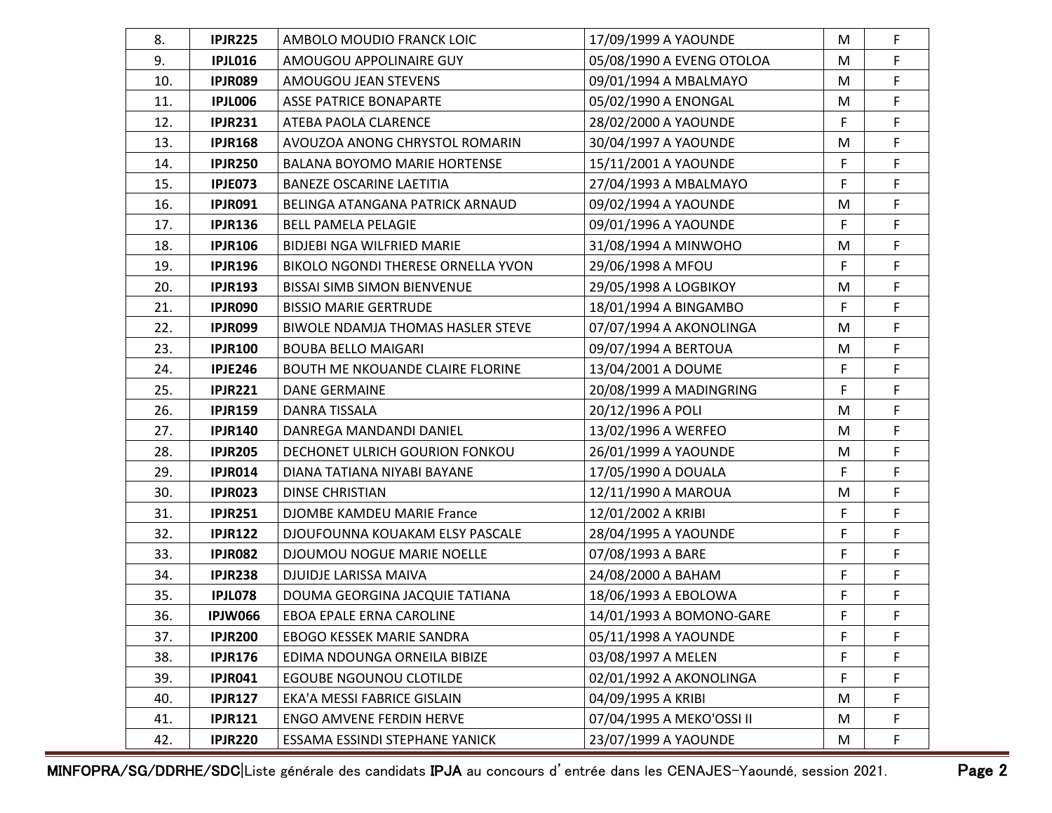| 8. | **IPJR225** | AMBOLO MOUDIO FRANCK LOIC | 17/09/1999 A YAOUNDE | M | F |
|---|---|---|---|---|---|
| 9. | **IPJL016** | AMOUGOU APPOLINAIRE GUY | 05/08/1990 A EVENG OTOLOA | M | F |
| 10. | **IPJR089** | AMOUGOU JEAN STEVENS | 09/01/1994 A MBALMAYO | M | F |
| 11. | **IPJL006** | ASSE PATRICE BONAPARTE | 05/02/1990 A ENONGAL | M | F |
| 12. | **IPJR231** | ATEBA PAOLA CLARENCE | 28/02/2000 A YAOUNDE | F | F |
| 13. | **IPJR168** | AVOUZOA ANONG CHRYSTOL ROMARIN | 30/04/1997 A YAOUNDE | M | F |
| 14. | **IPJR250** | BALANA BOYOMO MARIE HORTENSE | 15/11/2001 A YAOUNDE | F | F |
| 15. | **IPJE073** | BANEZE OSCARINE LAETITIA | 27/04/1993 A MBALMAYO | F | F |
| 16. | **IPJR091** | BELINGA ATANGANA PATRICK ARNAUD | 09/02/1994 A YAOUNDE | M | F |
| 17. | **IPJR136** | BELL PAMELA PELAGIE | 09/01/1996 A YAOUNDE | F | F |
| 18. | **IPJR106** | BIDJEBI NGA WILFRIED MARIE | 31/08/1994 A MINWOHO | M | F |
| 19. | **IPJR196** | BIKOLO NGONDI THERESE ORNELLA YVON | 29/06/1998 A MFOU | F | F |
| 20. | **IPJR193** | BISSAI SIMB SIMON BIENVENUE | 29/05/1998 A LOGBIKOY | M | F |
| 21. | **IPJR090** | BISSIO MARIE GERTRUDE | 18/01/1994 A BINGAMBO | F | F |
| 22. | **IPJR099** | BIWOLE NDAMJA THOMAS HASLER STEVE | 07/07/1994 A AKONOLINGA | M | F |
| 23. | **IPJR100** | BOUBA BELLO MAIGARI | 09/07/1994 A BERTOUA | M | F |
| 24. | **IPJE246** | BOUTH ME NKOUANDE CLAIRE FLORINE | 13/04/2001 A DOUME | F | F |
| 25. | **IPJR221** | DANE GERMAINE | 20/08/1999 A MADINGRING | F | F |
| 26. | **IPJR159** | DANRA TISSALA | 20/12/1996 A POLI | M | F |
| 27. | **IPJR140** | DANREGA MANDANDI DANIEL | 13/02/1996 A WERFEO | M | F |
| 28. | **IPJR205** | DECHONET ULRICH GOURION FONKOU | 26/01/1999 A YAOUNDE | M | F |
| 29. | **IPJR014** | DIANA TATIANA NIYABI BAYANE | 17/05/1990 A DOUALA | F | F |
| 30. | **IPJR023** | DINSE CHRISTIAN | 12/11/1990 A MAROUA | M | F |
| 31. | **IPJR251** | DJOMBE KAMDEU MARIE France | 12/01/2002 A KRIBI | F | F |
| 32. | **IPJR122** | DJOUFOUNNA KOUAKAM ELSY PASCALE | 28/04/1995 A YAOUNDE | F | F |
| 33. | **IPJR082** | DJOUMOU NOGUE MARIE NOELLE | 07/08/1993 A BARE | F | F |
| 34. | **IPJR238** | DJUIDJE LARISSA MAIVA | 24/08/2000 A BAHAM | F | F |
| 35. | **IPJL078** | DOUMA GEORGINA JACQUIE TATIANA | 18/06/1993 A EBOLOWA | F | F |
| 36. | **IPJW066** | EBOA EPALE ERNA CAROLINE | 14/01/1993 A BOMONO-GARE | F | F |
| 37. | **IPJR200** | EBOGO KESSEK MARIE SANDRA | 05/11/1998 A YAOUNDE | F | F |
| 38. | **IPJR176** | EDIMA NDOUNGA ORNEILA BIBIZE | 03/08/1997 A MELEN | F | F |
| 39. | **IPJR041** | EGOUBE NGOUNOU CLOTILDE | 02/01/1992 A AKONOLINGA | F | F |
| 40. | **IPJR127** | EKA'A MESSI FABRICE GISLAIN | 04/09/1995 A KRIBI | M | F |
| 41. | **IPJR121** | ENGO AMVENE FERDIN HERVE | 07/04/1995 A MEKO'OSSI II | M | F |
| 42. | **IPJR220** | ESSAMA ESSINDI STEPHANE YANICK | 23/07/1999 A YAOUNDE | M | F |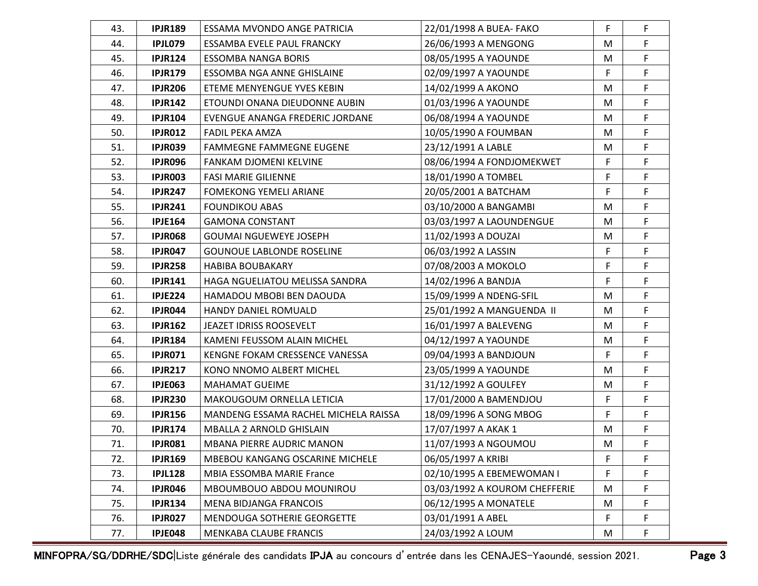| 43. | **IPJR189** | ESSAMA MVONDO ANGE PATRICIA | 22/01/1998 A BUEA- FAKO | F | F |
|---|---|---|---|---|---|
| 44. | **IPJL079** | ESSAMBA EVELE PAUL FRANCKY | 26/06/1993 A MENGONG | M | F |
| 45. | **IPJR124** | ESSOMBA NANGA BORIS | 08/05/1995 A YAOUNDE | M | F |
| 46. | **IPJR179** | ESSOMBA NGA ANNE GHISLAINE | 02/09/1997 A YAOUNDE | F | F |
| 47. | **IPJR206** | ETEME MENYENGUE YVES KEBIN | 14/02/1999 A AKONO | M | F |
| 48. | **IPJR142** | ETOUNDI ONANA DIEUDONNE AUBIN | 01/03/1996 A YAOUNDE | M | F |
| 49. | **IPJR104** | EVENGUE ANANGA FREDERIC JORDANE | 06/08/1994 A YAOUNDE | M | F |
| 50. | **IPJR012** | FADIL PEKA AMZA | 10/05/1990 A FOUMBAN | M | F |
| 51. | **IPJR039** | FAMMEGNE FAMMEGNE EUGENE | 23/12/1991 A LABLE | M | F |
| 52. | **IPJR096** | FANKAM DJOMENI KELVINE | 08/06/1994 A FONDJOMEKWET | F | F |
| 53. | **IPJR003** | FASI MARIE GILIENNE | 18/01/1990 A TOMBEL | F | F |
| 54. | **IPJR247** | FOMEKONG YEMELI ARIANE | 20/05/2001 A BATCHAM | F | F |
| 55. | **IPJR241** | FOUNDIKOU ABAS | 03/10/2000 A BANGAMBI | M | F |
| 56. | **IPJE164** | GAMONA CONSTANT | 03/03/1997 A LAOUNDENGUE | M | F |
| 57. | **IPJR068** | GOUMAI NGUEWEYE JOSEPH | 11/02/1993 A DOUZAI | M | F |
| 58. | **IPJR047** | GOUNOUE LABLONDE ROSELINE | 06/03/1992 A LASSIN | F | F |
| 59. | **IPJR258** | HABIBA BOUBAKARY | 07/08/2003 A MOKOLO | F | F |
| 60. | **IPJR141** | HAGA NGUELIATOU MELISSA SANDRA | 14/02/1996 A BANDJA | F | F |
| 61. | **IPJE224** | HAMADOU MBOBI BEN DAOUDA | 15/09/1999 A NDENG-SFIL | M | F |
| 62. | **IPJR044** | HANDY DANIEL ROMUALD | 25/01/1992 A MANGUENDA II | M | F |
| 63. | **IPJR162** | JEAZET IDRISS ROOSEVELT | 16/01/1997 A BALEVENG | M | F |
| 64. | **IPJR184** | KAMENI FEUSSOM ALAIN MICHEL | 04/12/1997 A YAOUNDE | M | F |
| 65. | **IPJR071** | KENGNE FOKAM CRESSENCE VANESSA | 09/04/1993 A BANDJOUN | F | F |
| 66. | **IPJR217** | KONO NNOMO ALBERT MICHEL | 23/05/1999 A YAOUNDE | M | F |
| 67. | **IPJE063** | MAHAMAT GUEIME | 31/12/1992 A GOULFEY | M | F |
| 68. | **IPJR230** | MAKOUGOUM ORNELLA LETICIA | 17/01/2000 A BAMENDJOU | F | F |
| 69. | **IPJR156** | MANDENG ESSAMA RACHEL MICHELA RAISSA | 18/09/1996 A SONG MBOG | F | F |
| 70. | **IPJR174** | MBALLA 2 ARNOLD GHISLAIN | 17/07/1997 A AKAK 1 | M | F |
| 71. | **IPJR081** | MBANA PIERRE AUDRIC MANON | 11/07/1993 A NGOUMOU | M | F |
| 72. | **IPJR169** | MBEBOU KANGANG OSCARINE MICHELE | 06/05/1997 A KRIBI | F | F |
| 73. | **IPJL128** | MBIA ESSOMBA MARIE France | 02/10/1995 A EBEMEWOMAN I | F | F |
| 74. | **IPJR046** | MBOUMBOUO ABDOU MOUNIROU | 03/03/1992 A KOUROM CHEFFERIE | M | F |
| 75. | **IPJR134** | MENA BIDJANGA FRANCOIS | 06/12/1995 A MONATELE | M | F |
| 76. | **IPJR027** | MENDOUGA SOTHERIE GEORGETTE | 03/01/1991 A ABEL | F | F |
| 77. | **IPJE048** | MENKABA CLAUBE FRANCIS | 24/03/1992 A LOUM | M | F |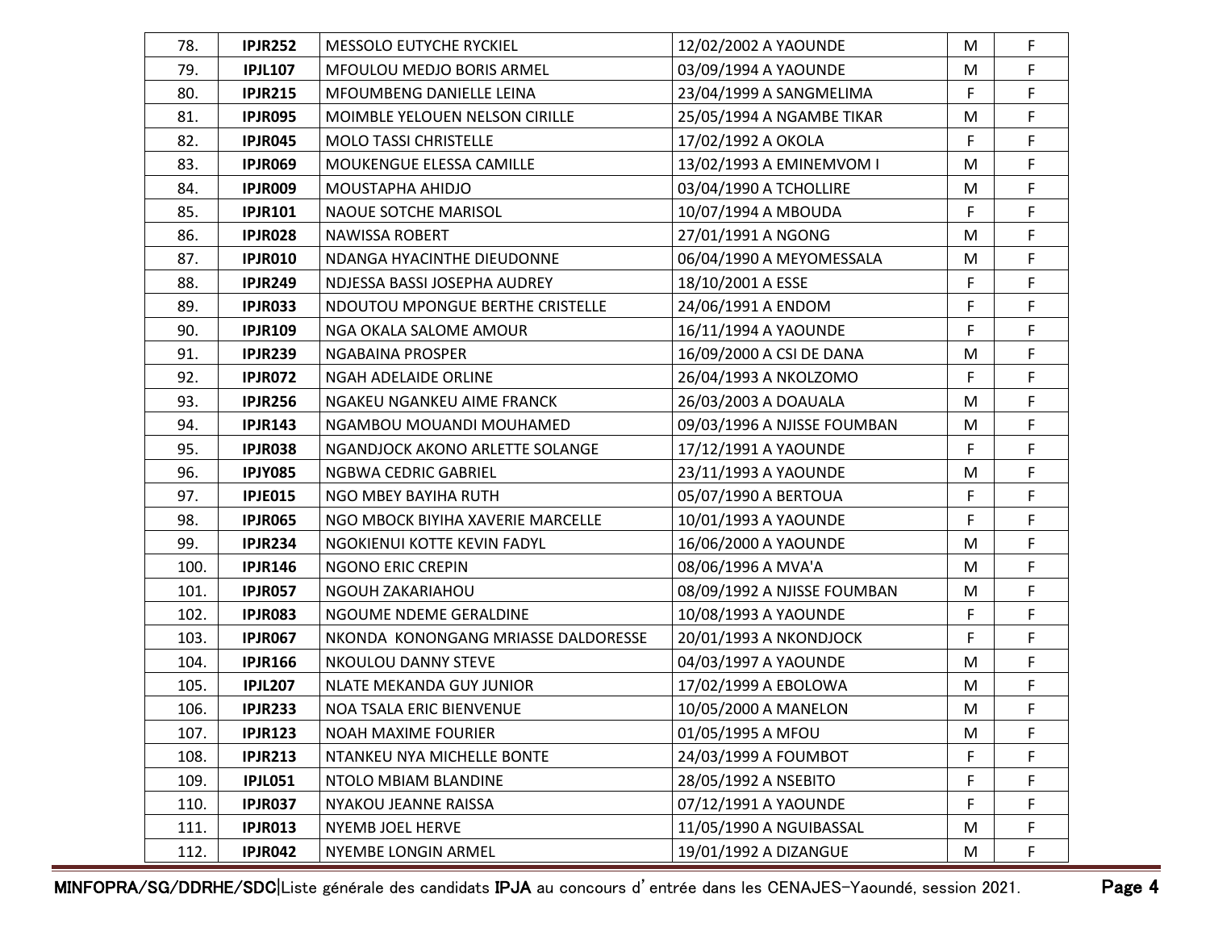| | | | | | |
|---|---|---|---|---|---|
| 78. | **IPJR252** | MESSOLO EUTYCHE RYCKIEL | 12/02/2002 A YAOUNDE | M | F |
| 79. | **IPJL107** | MFOULOU MEDJO BORIS ARMEL | 03/09/1994 A YAOUNDE | M | F |
| 80. | **IPJR215** | MFOUMBENG DANIELLE LEINA | 23/04/1999 A SANGMELIMA | F | F |
| 81. | **IPJR095** | MOIMBLE YELOUEN NELSON CIRILLE | 25/05/1994 A NGAMBE TIKAR | M | F |
| 82. | **IPJR045** | MOLO TASSI CHRISTELLE | 17/02/1992 A OKOLA | F | F |
| 83. | **IPJR069** | MOUKENGUE ELESSA CAMILLE | 13/02/1993 A EMINEMVOM I | M | F |
| 84. | **IPJR009** | MOUSTAPHA AHIDJO | 03/04/1990 A TCHOLLIRE | M | F |
| 85. | **IPJR101** | NAOUE SOTCHE MARISOL | 10/07/1994 A MBOUDA | F | F |
| 86. | **IPJR028** | NAWISSA ROBERT | 27/01/1991 A NGONG | M | F |
| 87. | **IPJR010** | NDANGA HYACINTHE DIEUDONNE | 06/04/1990 A MEYOMESSALA | M | F |
| 88. | **IPJR249** | NDJESSA BASSI JOSEPHA AUDREY | 18/10/2001 A ESSE | F | F |
| 89. | **IPJR033** | NDOUTOU MPONGUE BERTHE CRISTELLE | 24/06/1991 A ENDOM | F | F |
| 90. | **IPJR109** | NGA OKALA SALOME AMOUR | 16/11/1994 A YAOUNDE | F | F |
| 91. | **IPJR239** | NGABAINA PROSPER | 16/09/2000 A CSI DE DANA | M | F |
| 92. | **IPJR072** | NGAH ADELAIDE ORLINE | 26/04/1993 A NKOLZOMO | F | F |
| 93. | **IPJR256** | NGAKEU NGANKEU AIME FRANCK | 26/03/2003 A DOAUALA | M | F |
| 94. | **IPJR143** | NGAMBOU MOUANDI MOUHAMED | 09/03/1996 A NJISSE FOUMBAN | M | F |
| 95. | **IPJR038** | NGANDJOCK AKONO ARLETTE SOLANGE | 17/12/1991 A YAOUNDE | F | F |
| 96. | **IPJY085** | NGBWA CEDRIC GABRIEL | 23/11/1993 A YAOUNDE | M | F |
| 97. | **IPJE015** | NGO MBEY BAYIHA RUTH | 05/07/1990 A BERTOUA | F | F |
| 98. | **IPJR065** | NGO MBOCK BIYIHA XAVERIE MARCELLE | 10/01/1993 A YAOUNDE | F | F |
| 99. | **IPJR234** | NGOKIENUI KOTTE KEVIN FADYL | 16/06/2000 A YAOUNDE | M | F |
| 100. | **IPJR146** | NGONO ERIC CREPIN | 08/06/1996 A MVA'A | M | F |
| 101. | **IPJR057** | NGOUH ZAKARIAHOU | 08/09/1992 A NJISSE FOUMBAN | M | F |
| 102. | **IPJR083** | NGOUME NDEME GERALDINE | 10/08/1993 A YAOUNDE | F | F |
| 103. | **IPJR067** | NKONDA KONONGANG MRIASSE DALDORESSE | 20/01/1993 A NKONDJOCK | F | F |
| 104. | **IPJR166** | NKOULOU DANNY STEVE | 04/03/1997 A YAOUNDE | M | F |
| 105. | **IPJL207** | NLATE MEKANDA GUY JUNIOR | 17/02/1999 A EBOLOWA | M | F |
| 106. | **IPJR233** | NOA TSALA ERIC BIENVENUE | 10/05/2000 A MANELON | M | F |
| 107. | **IPJR123** | NOAH MAXIME FOURIER | 01/05/1995 A MFOU | M | F |
| 108. | **IPJR213** | NTANKEU NYA MICHELLE BONTE | 24/03/1999 A FOUMBOT | F | F |
| 109. | **IPJL051** | NTOLO MBIAM BLANDINE | 28/05/1992 A NSEBITO | F | F |
| 110. | **IPJR037** | NYAKOU JEANNE RAISSA | 07/12/1991 A YAOUNDE | F | F |
| 111. | **IPJR013** | NYEMB JOEL HERVE | 11/05/1990 A NGUIBASSAL | M | F |
| 112. | **IPJR042** | NYEMBE LONGIN ARMEL | 19/01/1992 A DIZANGUE | M | F |

**MINFOPRA/SG/DDRHE/SDC**|Liste générale des candidats **IPJA** au concours d'entrée dans les CENAJES-Yaoundé, session 2021.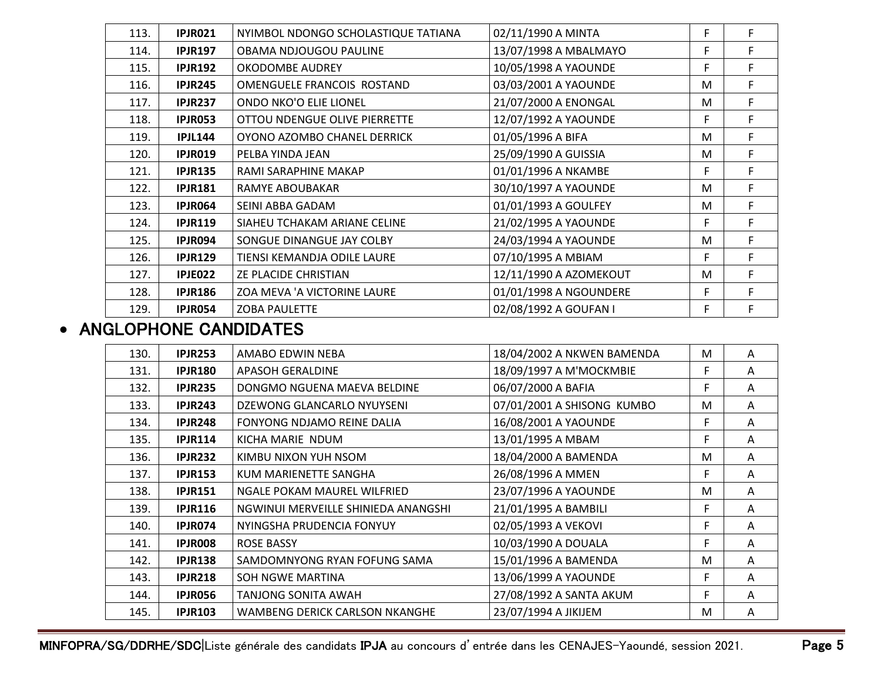| | | | | | |
|---|---|---|---|---|---|
| 113. | **IPJR021** | NYIMBOL NDONGO SCHOLASTIQUE TATIANA | 02/11/1990 A MINTA | F | F |
| 114. | **IPJR197** | OBAMA NDJOUGOU PAULINE | 13/07/1998 A MBALMAYO | F | F |
| 115. | **IPJR192** | OKODOMBE AUDREY | 10/05/1998 A YAOUNDE | F | F |
| 116. | **IPJR245** | OMENGUELE FRANCOIS ROSTAND | 03/03/2001 A YAOUNDE | M | F |
| 117. | **IPJR237** | ONDO NKO'O ELIE LIONEL | 21/07/2000 A ENONGAL | M | F |
| 118. | **IPJR053** | OTTOU NDENGUE OLIVE PIERRETTE | 12/07/1992 A YAOUNDE | F | F |
| 119. | **IPJL144** | OYONO AZOMBO CHANEL DERRICK | 01/05/1996 A BIFA | M | F |
| 120. | **IPJR019** | PELBA YINDA JEAN | 25/09/1990 A GUISSIA | M | F |
| 121. | **IPJR135** | RAMI SARAPHINE MAKAP | 01/01/1996 A NKAMBE | F | F |
| 122. | **IPJR181** | RAMYE ABOUBAKAR | 30/10/1997 A YAOUNDE | M | F |
| 123. | **IPJR064** | SEINI ABBA GADAM | 01/01/1993 A GOULFEY | M | F |
| 124. | **IPJR119** | SIAHEU TCHAKAM ARIANE CELINE | 21/02/1995 A YAOUNDE | F | F |
| 125. | **IPJR094** | SONGUE DINANGUE JAY COLBY | 24/03/1994 A YAOUNDE | M | F |
| 126. | **IPJR129** | TIENSI KEMANDJA ODILE LAURE | 07/10/1995 A MBIAM | F | F |
| 127. | **IPJE022** | ZE PLACIDE CHRISTIAN | 12/11/1990 A AZOMEKOUT | M | F |
| 128. | **IPJR186** | ZOA MEVA 'A VICTORINE LAURE | 01/01/1998 A NGOUNDERE | F | F |
| 129. | **IPJR054** | ZOBA PAULETTE | 02/08/1992 A GOUFAN I | F | F |

- **ANGLOPHONE CANDIDATES**

| | | | | | |
|---|---|---|---|---|---|
| 130. | **IPJR253** | AMABO EDWIN NEBA | 18/04/2002 A NKWEN BAMENDA | M | A |
| 131. | **IPJR180** | APASOH GERALDINE | 18/09/1997 A M'MOCKMBIE | F | A |
| 132. | **IPJR235** | DONGMO NGUENA MAEVA BELDINE | 06/07/2000 A BAFIA | F | A |
| 133. | **IPJR243** | DZEWONG GLANCARLO NYUYSENI | 07/01/2001 A SHISONG KUMBO | M | A |
| 134. | **IPJR248** | FONYONG NDJAMO REINE DALIA | 16/08/2001 A YAOUNDE | F | A |
| 135. | **IPJR114** | KICHA MARIE NDUM | 13/01/1995 A MBAM | F | A |
| 136. | **IPJR232** | KIMBU NIXON YUH NSOM | 18/04/2000 A BAMENDA | M | A |
| 137. | **IPJR153** | KUM MARIENETTE SANGHA | 26/08/1996 A MMEN | F | A |
| 138. | **IPJR151** | NGALE POKAM MAUREL WILFRIED | 23/07/1996 A YAOUNDE | M | A |
| 139. | **IPJR116** | NGWINUI MERVEILLE SHINIEDA ANANGSHI | 21/01/1995 A BAMBILI | F | A |
| 140. | **IPJR074** | NYINGSHA PRUDENCIA FONYUY | 02/05/1993 A VEKOVI | F | A |
| 141. | **IPJR008** | ROSE BASSY | 10/03/1990 A DOUALA | F | A |
| 142. | **IPJR138** | SAMDOMNYONG RYAN FOFUNG SAMA | 15/01/1996 A BAMENDA | M | A |
| 143. | **IPJR218** | SOH NGWE MARTINA | 13/06/1999 A YAOUNDE | F | A |
| 144. | **IPJR056** | TANJONG SONITA AWAH | 27/08/1992 A SANTA AKUM | F | A |
| 145. | **IPJR103** | WAMBENG DERICK CARLSON NKANGHE | 23/07/1994 A JIKIJEM | M | A |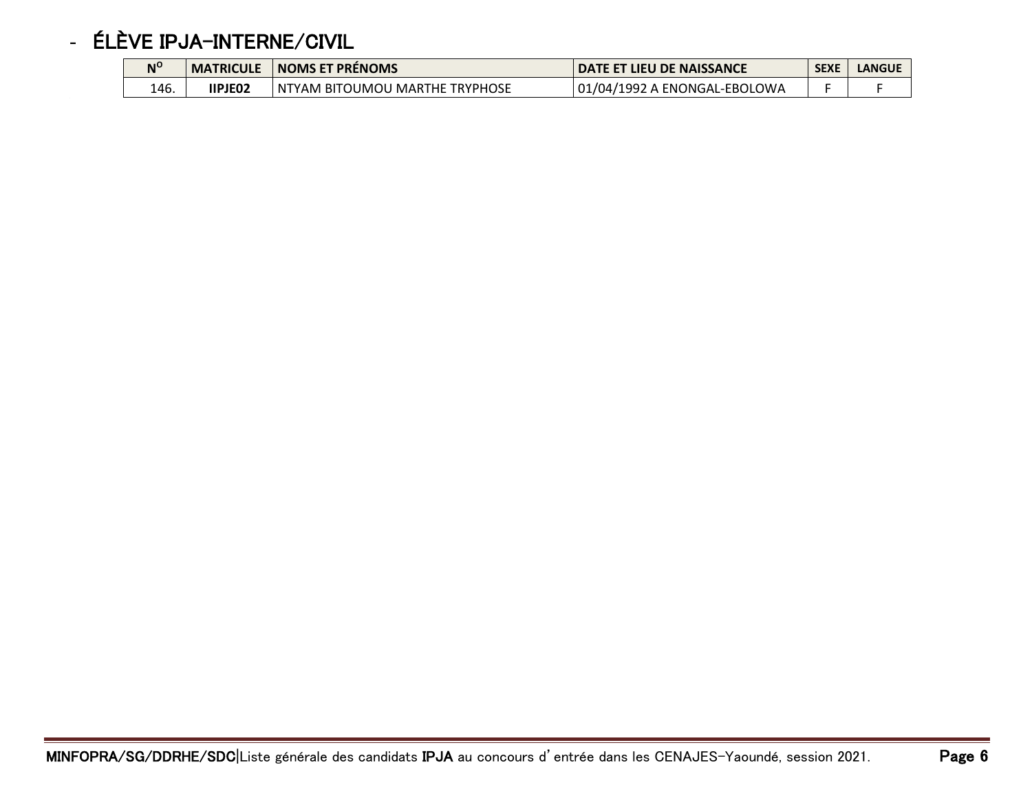- **ÉLÈVE IPJA-INTERNE/CIVIL**

| N° | MATRICULE | NOMS ET PRÉNOMS | DATE ET LIEU DE NAISSANCE | SEXE | LANGUE |
|---|---|---|---|---|---|
| 146. | **IIPJE02** | NTYAM BITOUMOU MARTHE TRYPHOSE | 01/04/1992 A ENONGAL-EBOLOWA | F | F |